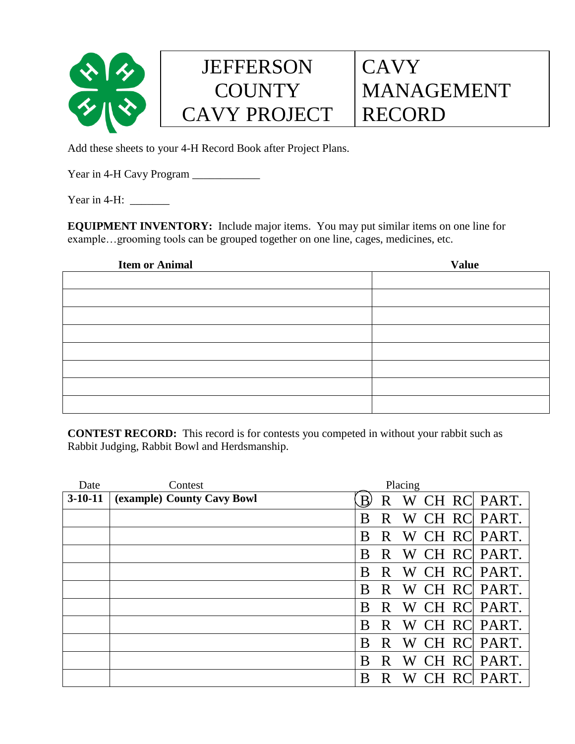# JEFFERSON COUNTY CAVY PROJECT

# CAVY MANAGEMENT RECORD

Add these sheets to your 4-H Record Book after Project Plans.

Year in 4-H Cavy Program ____________

Year in 4-H: _______

**EQUIPMENT INVENTORY:** Include major items. You may put similar items on one line for example…grooming tools can be grouped together on one line, cages, medicines, etc.

| Item or Animal | Value |
|---|---|
| | |
| | |
| | |
| | |
| | |
| | |
| | |
| | |

**CONTEST RECORD:** This record is for contests you competed in without your rabbit such as Rabbit Judging, Rabbit Bowl and Herdsmanship.

| Date | Contest | Placing |
|---|---|---|
| **3-10-11** | **(example) County Cavy Bowl** | (B) R W CH RC PART. |
| | | B R W CH RC PART. |
| | | B R W CH RC PART. |
| | | B R W CH RC PART. |
| | | B R W CH RC PART. |
| | | B R W CH RC PART. |
| | | B R W CH RC PART. |
| | | B R W CH RC PART. |
| | | B R W CH RC PART. |
| | | B R W CH RC PART. |
| | | B R W CH RC PART. |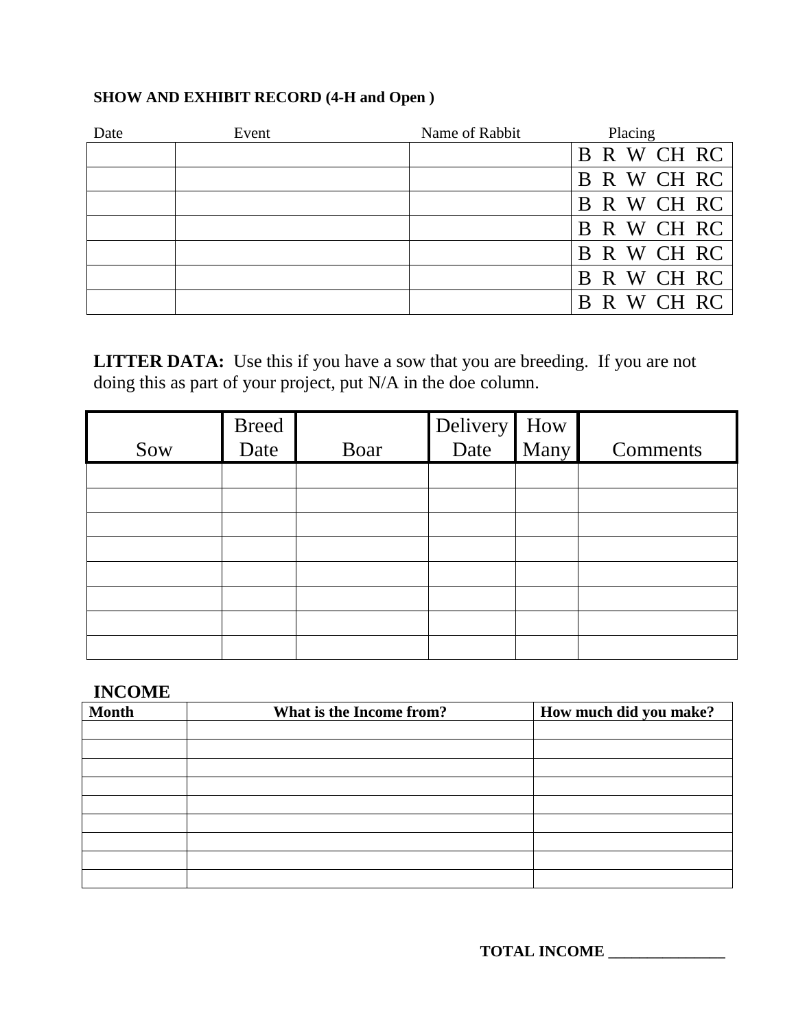**SHOW AND EXHIBIT RECORD (4-H and Open )**

| Date | Event | Name of Rabbit | Placing |
|---|---|---|---|
| | | | B R W CH RC |
| | | | B R W CH RC |
| | | | B R W CH RC |
| | | | B R W CH RC |
| | | | B R W CH RC |
| | | | B R W CH RC |
| | | | B R W CH RC |

**LITTER DATA:** Use this if you have a sow that you are breeding. If you are not doing this as part of your project, put N/A in the doe column.

| Sow | Breed Date | Boar | Delivery Date | How Many | Comments |
|---|---|---|---|---|---|
| | | | | | |
| | | | | | |
| | | | | | |
| | | | | | |
| | | | | | |
| | | | | | |
| | | | | | |
| | | | | | |

## INCOME

| Month | What is the Income from? | How much did you make? |
|---|---|---|
| | | |
| | | |
| | | |
| | | |
| | | |
| | | |
| | | |
| | | |
| | | |

**TOTAL INCOME ______________**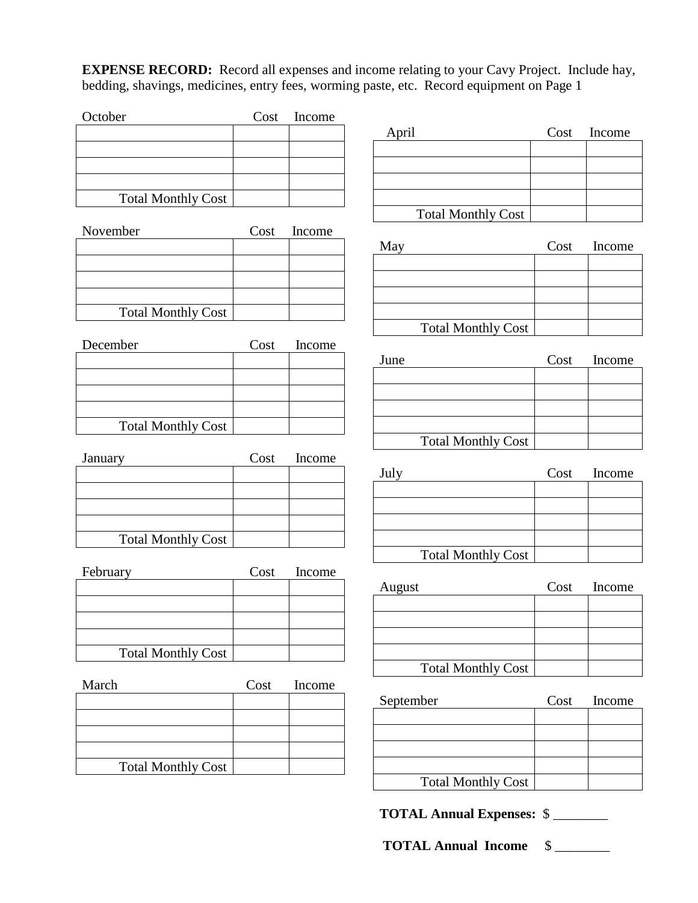**EXPENSE RECORD:** Record all expenses and income relating to your Cavy Project. Include hay, bedding, shavings, medicines, entry fees, worming paste, etc. Record equipment on Page 1

| October | Cost | Income |
|---|---|---|
| | | |
| | | |
| | | |
| | | |
| Total Monthly Cost | | |

| November | Cost | Income |
|---|---|---|
| | | |
| | | |
| | | |
| | | |
| Total Monthly Cost | | |

| December | Cost | Income |
|---|---|---|
| | | |
| | | |
| | | |
| | | |
| Total Monthly Cost | | |

| January | Cost | Income |
|---|---|---|
| | | |
| | | |
| | | |
| | | |
| Total Monthly Cost | | |

| February | Cost | Income |
|---|---|---|
| | | |
| | | |
| | | |
| | | |
| Total Monthly Cost | | |

| March | Cost | Income |
|---|---|---|
| | | |
| | | |
| | | |
| | | |
| Total Monthly Cost | | |

| April | Cost | Income |
|---|---|---|
| | | |
| | | |
| | | |
| | | |
| Total Monthly Cost | | |

| May | Cost | Income |
|---|---|---|
| | | |
| | | |
| | | |
| | | |
| Total Monthly Cost | | |

| June | Cost | Income |
|---|---|---|
| | | |
| | | |
| | | |
| | | |
| Total Monthly Cost | | |

| July | Cost | Income |
|---|---|---|
| | | |
| | | |
| | | |
| | | |
| Total Monthly Cost | | |

| August | Cost | Income |
|---|---|---|
| | | |
| | | |
| | | |
| | | |
| Total Monthly Cost | | |

| September | Cost | Income |
|---|---|---|
| | | |
| | | |
| | | |
| | | |
| Total Monthly Cost | | |

**TOTAL Annual Expenses:** $ ________

**TOTAL Annual Income** $ ________